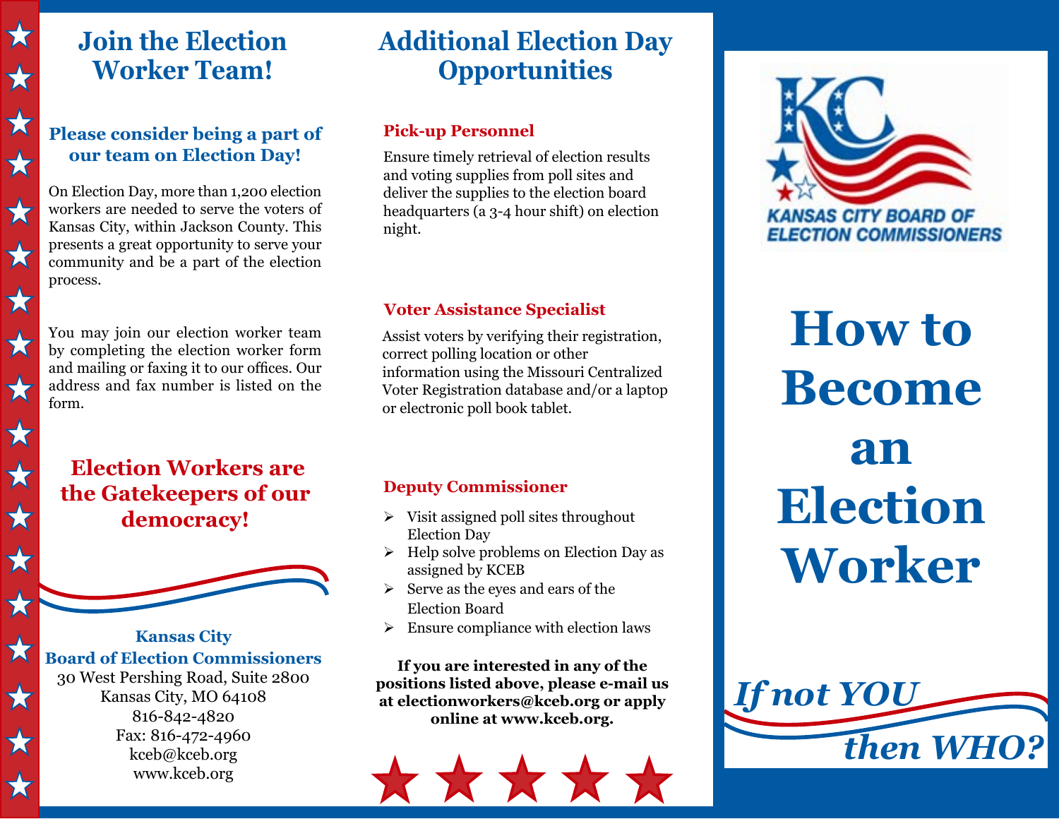# Join the Election Worker Team!

### Please consider being a part of our team on Election Day!

On Election Day, more than 1,200 election workers are needed to serve the voters of Kansas City, within Jackson County. This presents a great opportunity to serve your community and be a part of the election process.

You may join our election worker team by completing the election worker form and mailing or faxing it to our offices. Our address and fax number is listed on the form.

## Election Workers are the Gatekeepers of our democracy!

**Kansas City**
**Board of Election Commissioners**
30 West Pershing Road, Suite 2800
Kansas City, MO 64108
816-842-4820
Fax: 816-472-4960
kceb@kceb.org
www.kceb.org

# Additional Election Day Opportunities

### Pick-up Personnel

Ensure timely retrieval of election results and voting supplies from poll sites and deliver the supplies to the election board headquarters (a 3-4 hour shift) on election night.

### Voter Assistance Specialist

Assist voters by verifying their registration, correct polling location or other information using the Missouri Centralized Voter Registration database and/or a laptop or electronic poll book tablet.

### Deputy Commissioner

- Visit assigned poll sites throughout Election Day
- Help solve problems on Election Day as assigned by KCEB
- Serve as the eyes and ears of the Election Board
- Ensure compliance with election laws

**If you are interested in any of the positions listed above, please e-mail us at electionworkers@kceb.org or apply online at www.kceb.org.**

KANSAS CITY BOARD OF ELECTION COMMISSIONERS

# How to Become an Election Worker

***If not YOU then WHO?***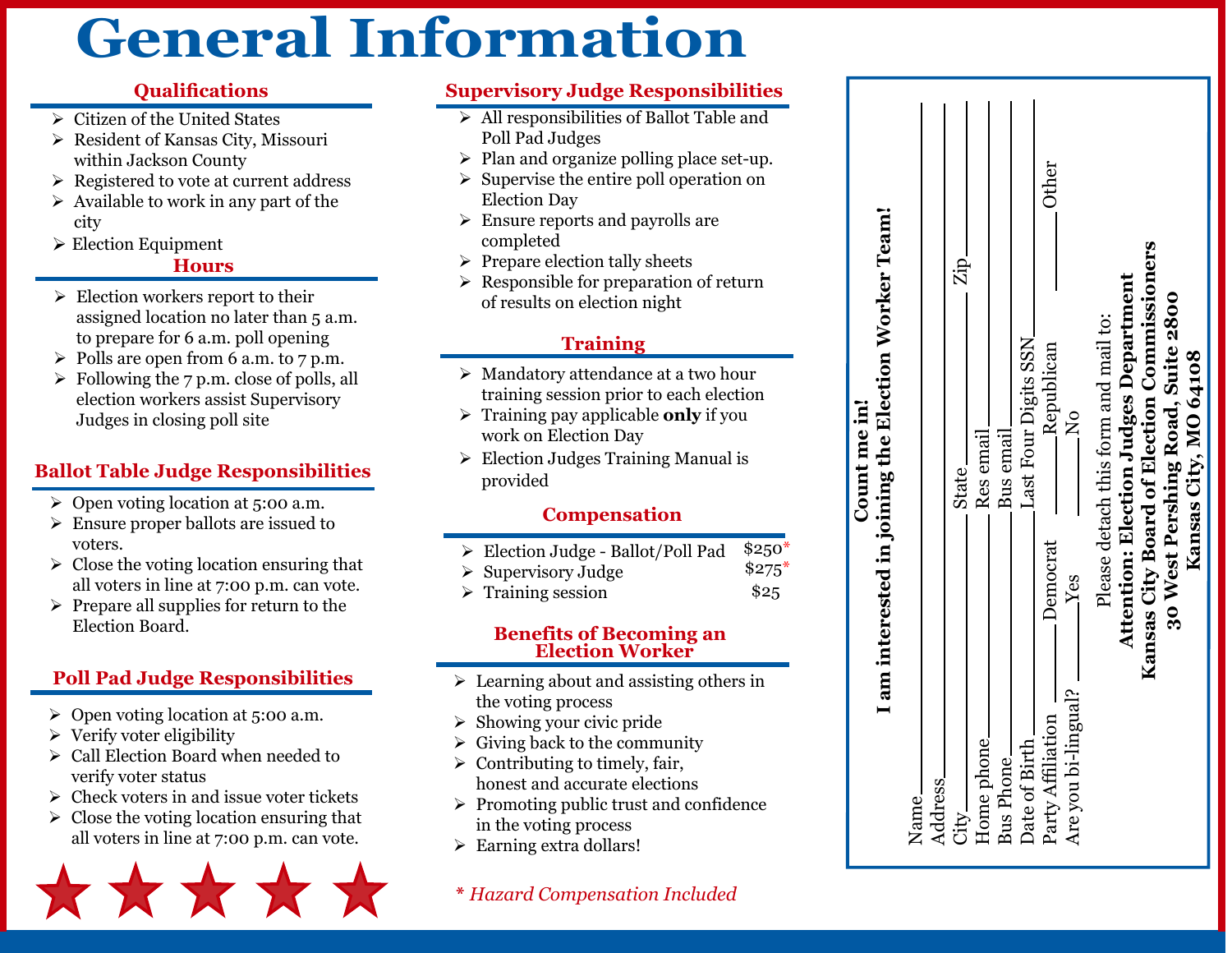# General Information

## Qualifications

- Citizen of the United States
- Resident of Kansas City, Missouri within Jackson County
- Registered to vote at current address
- Available to work in any part of the city
- Election Equipment

## Hours

- Election workers report to their assigned location no later than 5 a.m. to prepare for 6 a.m. poll opening
- Polls are open from 6 a.m. to 7 p.m.
- Following the 7 p.m. close of polls, all election workers assist Supervisory Judges in closing poll site

## Ballot Table Judge Responsibilities

- Open voting location at 5:00 a.m.
- Ensure proper ballots are issued to voters.
- Close the voting location ensuring that all voters in line at 7:00 p.m. can vote.
- Prepare all supplies for return to the Election Board.

## Poll Pad Judge Responsibilities

- Open voting location at 5:00 a.m.
- Verify voter eligibility
- Call Election Board when needed to verify voter status
- Check voters in and issue voter tickets
- Close the voting location ensuring that all voters in line at 7:00 p.m. can vote.

## Supervisory Judge Responsibilities

- All responsibilities of Ballot Table and Poll Pad Judges
- Plan and organize polling place set-up.
- Supervise the entire poll operation on Election Day
- Ensure reports and payrolls are completed
- Prepare election tally sheets
- Responsible for preparation of return of results on election night

## Training

- Mandatory attendance at a two hour training session prior to each election
- Training pay applicable **only** if you work on Election Day
- Election Judges Training Manual is provided

## Compensation

| | |
|---|---|
| Election Judge - Ballot/Poll Pad | $250* |
| Supervisory Judge | $275* |
| Training session | $25 |

## Benefits of Becoming an Election Worker

- Learning about and assisting others in the voting process
- Showing your civic pride
- Giving back to the community
- Contributing to timely, fair, honest and accurate elections
- Promoting public trust and confidence in the voting process
- Earning extra dollars!

*\* Hazard Compensation Included*

---

**Count me in!**
**I am interested in joining the Election Worker Team!**

Name ____________________

Address ____________________

City ____________ State ________ Zip ________

Home phone ____________ Res email ____________

Bus Phone ____________ Bus email ____________

Date of Birth ____________ Last Four Digits SSN ________

Party Affiliation ______ Democrat ______ Republican ______ Other

Are you bi-lingual? ______ Yes ______ No

Please detach this form and mail to:
**Attention: Election Judges Department**
**Kansas City Board of Election Commissioners**
**30 West Pershing Road, Suite 2800**
**Kansas City, MO 64108**